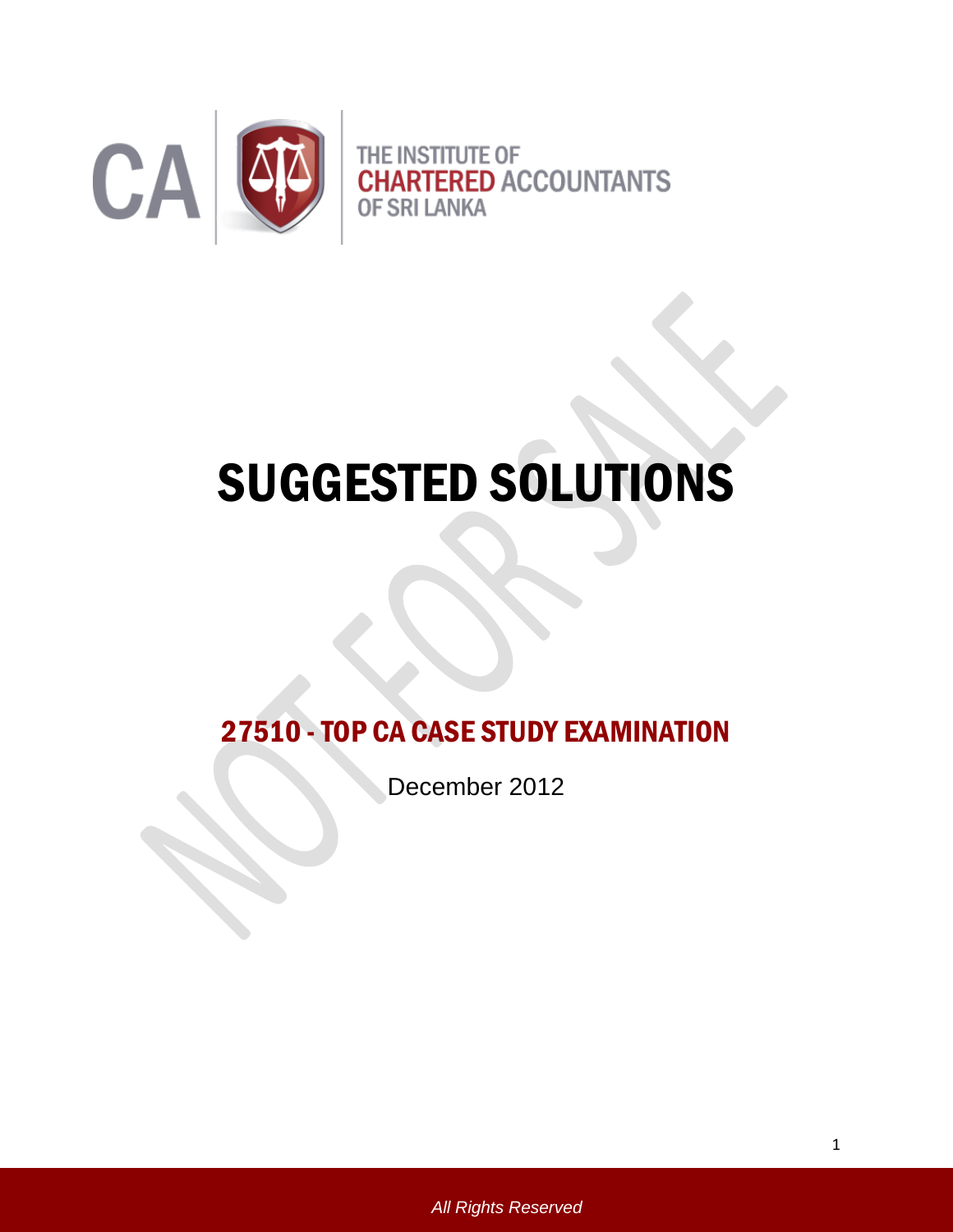THE INSTITUTE OF CHARTERED ACCOUNTANTS OF SRI LANKA

# SUGGESTED SOLUTIONS

## 27510 - TOP CA CASE STUDY EXAMINATION

December 2012

*All Rights Reserved*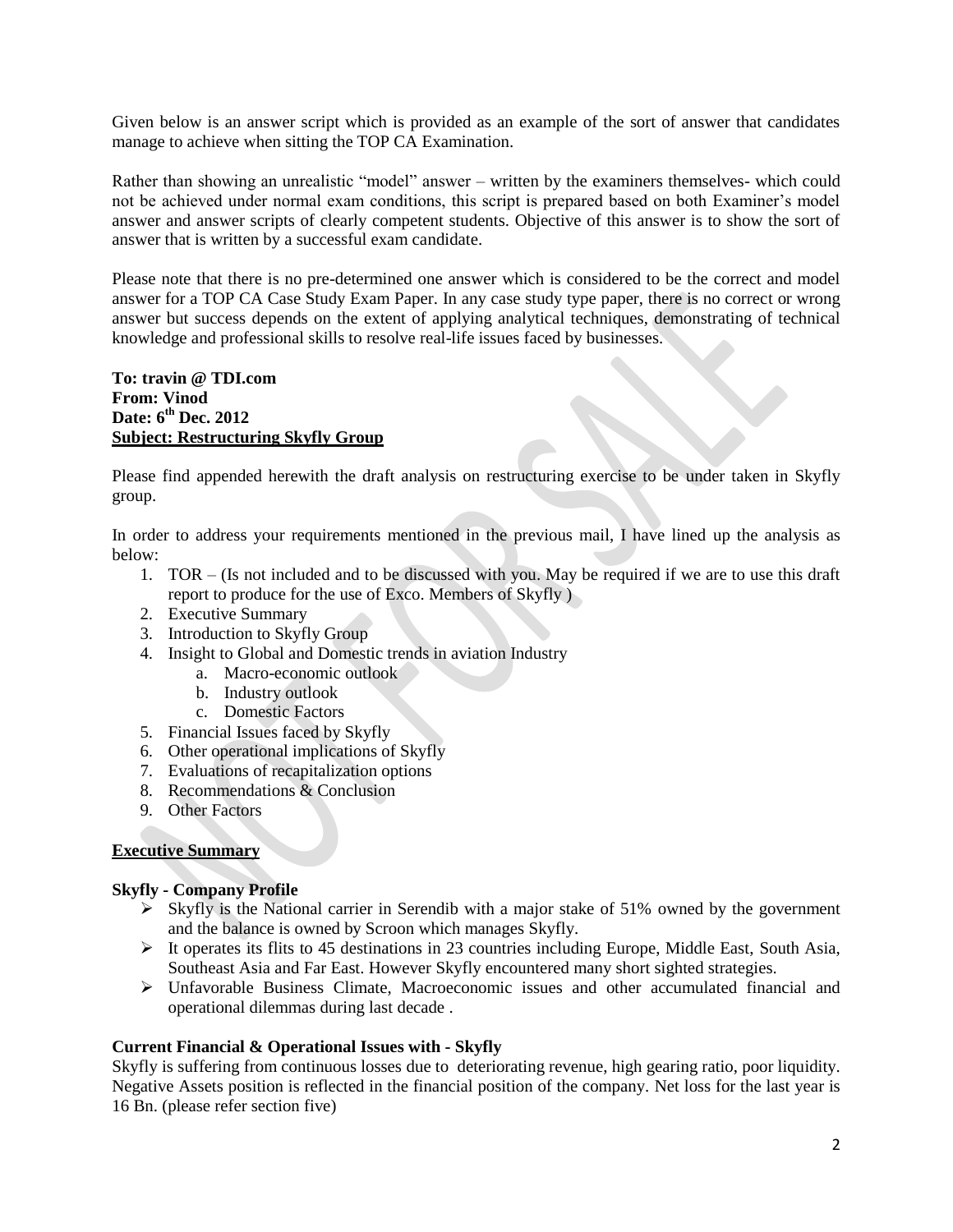Given below is an answer script which is provided as an example of the sort of answer that candidates manage to achieve when sitting the TOP CA Examination.

Rather than showing an unrealistic "model" answer – written by the examiners themselves- which could not be achieved under normal exam conditions, this script is prepared based on both Examiner's model answer and answer scripts of clearly competent students. Objective of this answer is to show the sort of answer that is written by a successful exam candidate.

Please note that there is no pre-determined one answer which is considered to be the correct and model answer for a TOP CA Case Study Exam Paper. In any case study type paper, there is no correct or wrong answer but success depends on the extent of applying analytical techniques, demonstrating of technical knowledge and professional skills to resolve real-life issues faced by businesses.

**To: travin @ TDI.com**
**From: Vinod**
**Date: 6th Dec. 2012**
**<u>Subject: Restructuring Skyfly Group</u>**

Please find appended herewith the draft analysis on restructuring exercise to be under taken in Skyfly group.

In order to address your requirements mentioned in the previous mail, I have lined up the analysis as below:

1. TOR – (Is not included and to be discussed with you. May be required if we are to use this draft report to produce for the use of Exco. Members of Skyfly )
2. Executive Summary
3. Introduction to Skyfly Group
4. Insight to Global and Domestic trends in aviation Industry
    a. Macro-economic outlook
    b. Industry outlook
    c. Domestic Factors
5. Financial Issues faced by Skyfly
6. Other operational implications of Skyfly
7. Evaluations of recapitalization options
8. Recommendations & Conclusion
9. Other Factors

## Executive Summary

### Skyfly - Company Profile

- Skyfly is the National carrier in Serendib with a major stake of 51% owned by the government and the balance is owned by Scroon which manages Skyfly.
- It operates its flits to 45 destinations in 23 countries including Europe, Middle East, South Asia, Southeast Asia and Far East. However Skyfly encountered many short sighted strategies.
- Unfavorable Business Climate, Macroeconomic issues and other accumulated financial and operational dilemmas during last decade .

### Current Financial & Operational Issues with - Skyfly

Skyfly is suffering from continuous losses due to deteriorating revenue, high gearing ratio, poor liquidity. Negative Assets position is reflected in the financial position of the company. Net loss for the last year is 16 Bn. (please refer section five)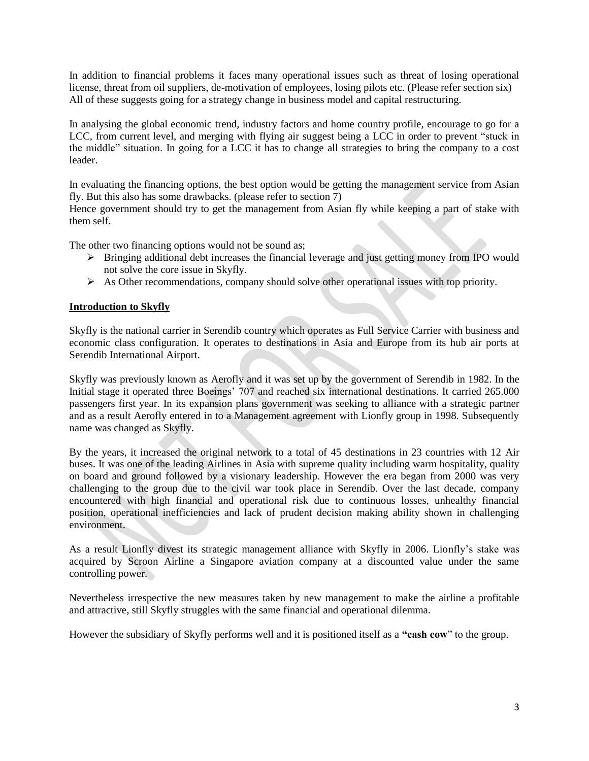In addition to financial problems it faces many operational issues such as threat of losing operational license, threat from oil suppliers, de-motivation of employees, losing pilots etc. (Please refer section six) All of these suggests going for a strategy change in business model and capital restructuring.

In analysing the global economic trend, industry factors and home country profile, encourage to go for a LCC, from current level, and merging with flying air suggest being a LCC in order to prevent "stuck in the middle" situation. In going for a LCC it has to change all strategies to bring the company to a cost leader.

In evaluating the financing options, the best option would be getting the management service from Asian fly. But this also has some drawbacks. (please refer to section 7)
Hence government should try to get the management from Asian fly while keeping a part of stake with them self.

The other two financing options would not be sound as;

- Bringing additional debt increases the financial leverage and just getting money from IPO would not solve the core issue in Skyfly.
- As Other recommendations, company should solve other operational issues with top priority.

## Introduction to Skyfly

Skyfly is the national carrier in Serendib country which operates as Full Service Carrier with business and economic class configuration. It operates to destinations in Asia and Europe from its hub air ports at Serendib International Airport.

Skyfly was previously known as Aerofly and it was set up by the government of Serendib in 1982. In the Initial stage it operated three Boeings' 707 and reached six international destinations. It carried 265.000 passengers first year. In its expansion plans government was seeking to alliance with a strategic partner and as a result Aerofly entered in to a Management agreement with Lionfly group in 1998. Subsequently name was changed as Skyfly.

By the years, it increased the original network to a total of 45 destinations in 23 countries with 12 Air buses. It was one of the leading Airlines in Asia with supreme quality including warm hospitality, quality on board and ground followed by a visionary leadership. However the era began from 2000 was very challenging to the group due to the civil war took place in Serendib. Over the last decade, company encountered with high financial and operational risk due to continuous losses, unhealthy financial position, operational inefficiencies and lack of prudent decision making ability shown in challenging environment.

As a result Lionfly divest its strategic management alliance with Skyfly in 2006. Lionfly's stake was acquired by Scroon Airline a Singapore aviation company at a discounted value under the same controlling power.

Nevertheless irrespective the new measures taken by new management to make the airline a profitable and attractive, still Skyfly struggles with the same financial and operational dilemma.

However the subsidiary of Skyfly performs well and it is positioned itself as a **"cash cow**" to the group.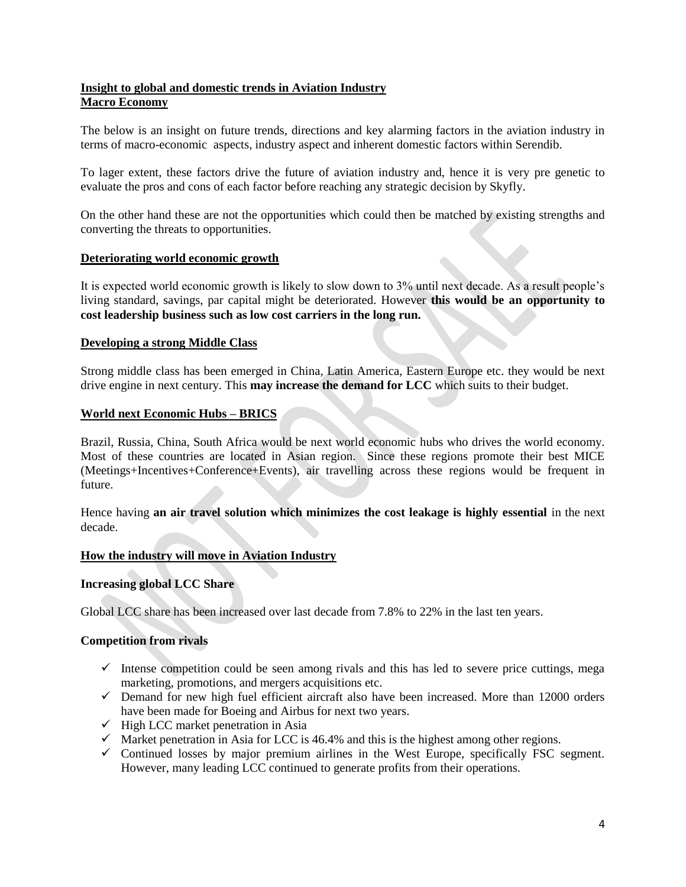**Insight to global and domestic trends in Aviation Industry**
**Macro Economy**

The below is an insight on future trends, directions and key alarming factors in the aviation industry in terms of macro-economic aspects, industry aspect and inherent domestic factors within Serendib.

To lager extent, these factors drive the future of aviation industry and, hence it is very pre genetic to evaluate the pros and cons of each factor before reaching any strategic decision by Skyfly.

On the other hand these are not the opportunities which could then be matched by existing strengths and converting the threats to opportunities.

**Deteriorating world economic growth**

It is expected world economic growth is likely to slow down to 3% until next decade. As a result people's living standard, savings, par capital might be deteriorated. However **this would be an opportunity to cost leadership business such as low cost carriers in the long run.**

**Developing a strong Middle Class**

Strong middle class has been emerged in China, Latin America, Eastern Europe etc. they would be next drive engine in next century. This **may increase the demand for LCC** which suits to their budget.

**World next Economic Hubs – BRICS**

Brazil, Russia, China, South Africa would be next world economic hubs who drives the world economy. Most of these countries are located in Asian region. Since these regions promote their best MICE (Meetings+Incentives+Conference+Events), air travelling across these regions would be frequent in future.

Hence having **an air travel solution which minimizes the cost leakage is highly essential** in the next decade.

**How the industry will move in Aviation Industry**

**Increasing global LCC Share**

Global LCC share has been increased over last decade from 7.8% to 22% in the last ten years.

**Competition from rivals**

- ✓ Intense competition could be seen among rivals and this has led to severe price cuttings, mega marketing, promotions, and mergers acquisitions etc.
- ✓ Demand for new high fuel efficient aircraft also have been increased. More than 12000 orders have been made for Boeing and Airbus for next two years.
- ✓ High LCC market penetration in Asia
- ✓ Market penetration in Asia for LCC is 46.4% and this is the highest among other regions.
- ✓ Continued losses by major premium airlines in the West Europe, specifically FSC segment. However, many leading LCC continued to generate profits from their operations.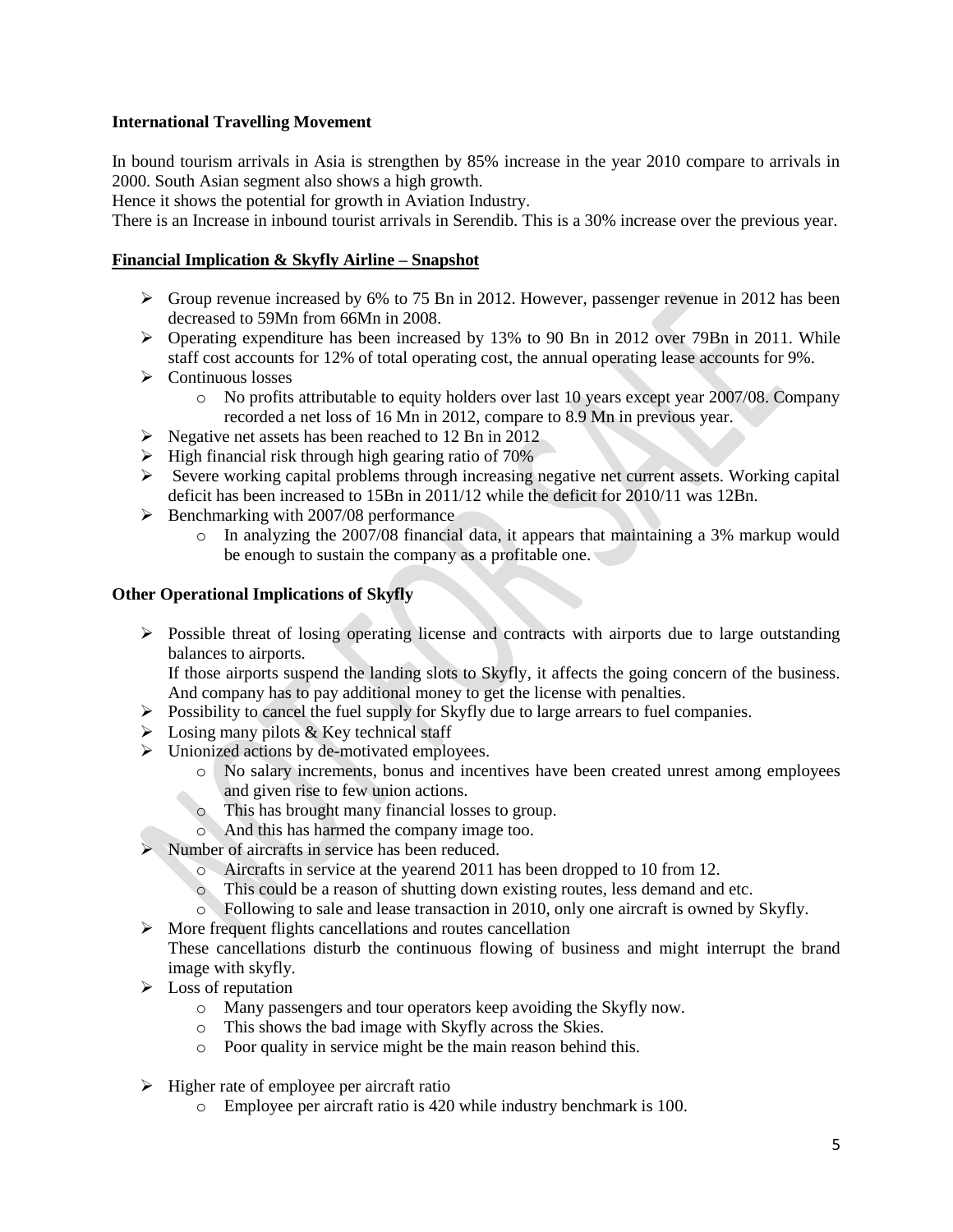**International Travelling Movement**

In bound tourism arrivals in Asia is strengthen by 85% increase in the year 2010 compare to arrivals in 2000. South Asian segment also shows a high growth.
Hence it shows the potential for growth in Aviation Industry.
There is an Increase in inbound tourist arrivals in Serendib. This is a 30% increase over the previous year.

**Financial Implication & Skyfly Airline – Snapshot**

- Group revenue increased by 6% to 75 Bn in 2012. However, passenger revenue in 2012 has been decreased to 59Mn from 66Mn in 2008.
- Operating expenditure has been increased by 13% to 90 Bn in 2012 over 79Bn in 2011. While staff cost accounts for 12% of total operating cost, the annual operating lease accounts for 9%.
- Continuous losses
  - No profits attributable to equity holders over last 10 years except year 2007/08. Company recorded a net loss of 16 Mn in 2012, compare to 8.9 Mn in previous year.
- Negative net assets has been reached to 12 Bn in 2012
- High financial risk through high gearing ratio of 70%
- Severe working capital problems through increasing negative net current assets. Working capital deficit has been increased to 15Bn in 2011/12 while the deficit for 2010/11 was 12Bn.
- Benchmarking with 2007/08 performance
  - In analyzing the 2007/08 financial data, it appears that maintaining a 3% markup would be enough to sustain the company as a profitable one.

**Other Operational Implications of Skyfly**

- Possible threat of losing operating license and contracts with airports due to large outstanding balances to airports.
  If those airports suspend the landing slots to Skyfly, it affects the going concern of the business. And company has to pay additional money to get the license with penalties.
- Possibility to cancel the fuel supply for Skyfly due to large arrears to fuel companies.
- Losing many pilots & Key technical staff
- Unionized actions by de-motivated employees.
  - No salary increments, bonus and incentives have been created unrest among employees and given rise to few union actions.
  - This has brought many financial losses to group.
  - And this has harmed the company image too.
- Number of aircrafts in service has been reduced.
  - Aircrafts in service at the yearend 2011 has been dropped to 10 from 12.
  - This could be a reason of shutting down existing routes, less demand and etc.
  - Following to sale and lease transaction in 2010, only one aircraft is owned by Skyfly.
- More frequent flights cancellations and routes cancellation
  These cancellations disturb the continuous flowing of business and might interrupt the brand image with skyfly.
- Loss of reputation
  - Many passengers and tour operators keep avoiding the Skyfly now.
  - This shows the bad image with Skyfly across the Skies.
  - Poor quality in service might be the main reason behind this.
- Higher rate of employee per aircraft ratio
  - Employee per aircraft ratio is 420 while industry benchmark is 100.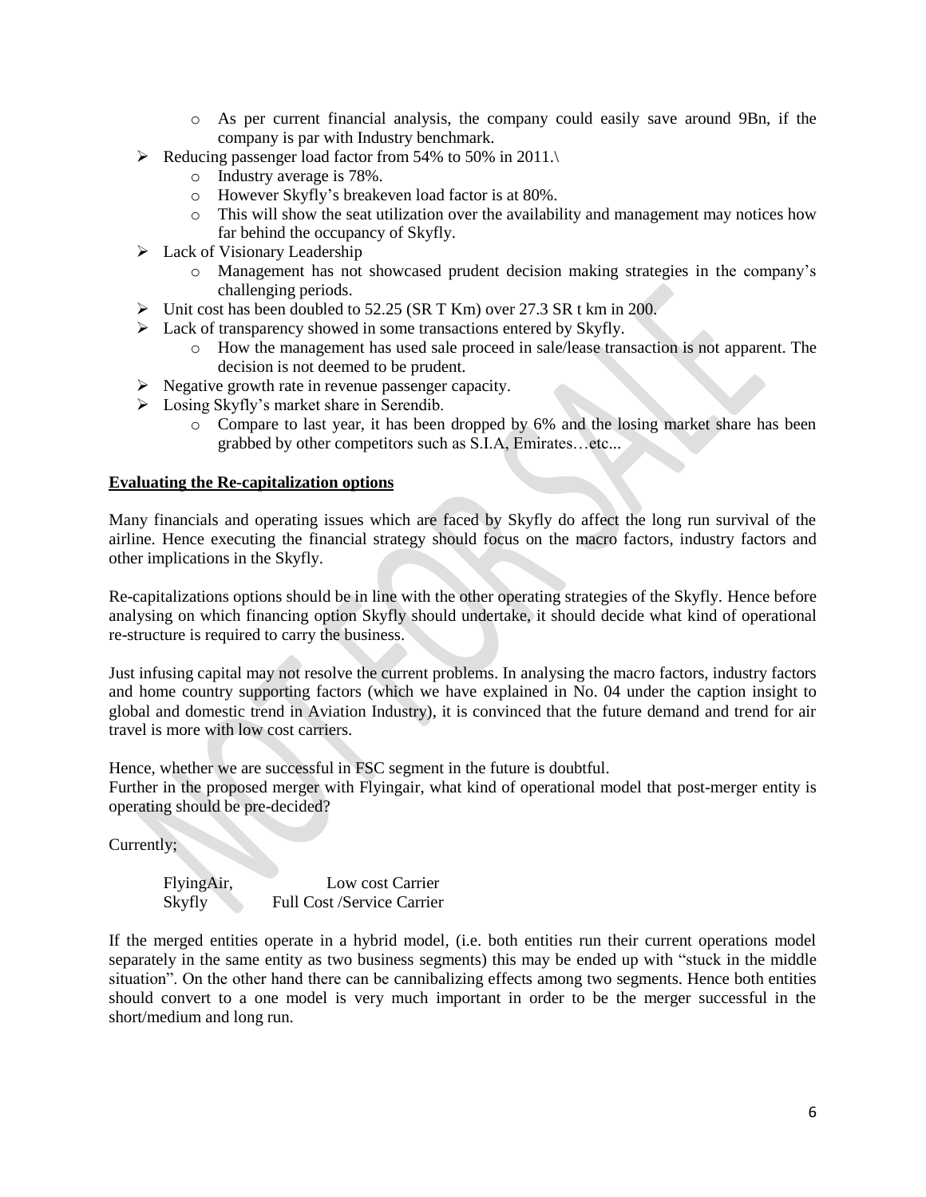- As per current financial analysis, the company could easily save around 9Bn, if the company is par with Industry benchmark.

- Reducing passenger load factor from 54% to 50% in 2011.\
  - Industry average is 78%.
  - However Skyfly's breakeven load factor is at 80%.
  - This will show the seat utilization over the availability and management may notices how far behind the occupancy of Skyfly.
- Lack of Visionary Leadership
  - Management has not showcased prudent decision making strategies in the company's challenging periods.
- Unit cost has been doubled to 52.25 (SR T Km) over 27.3 SR t km in 200.
- Lack of transparency showed in some transactions entered by Skyfly.
  - How the management has used sale proceed in sale/lease transaction is not apparent. The decision is not deemed to be prudent.
- Negative growth rate in revenue passenger capacity.
- Losing Skyfly's market share in Serendib.
  - Compare to last year, it has been dropped by 6% and the losing market share has been grabbed by other competitors such as S.I.A, Emirates…etc...

**Evaluating the Re-capitalization options**

Many financials and operating issues which are faced by Skyfly do affect the long run survival of the airline. Hence executing the financial strategy should focus on the macro factors, industry factors and other implications in the Skyfly.

Re-capitalizations options should be in line with the other operating strategies of the Skyfly. Hence before analysing on which financing option Skyfly should undertake, it should decide what kind of operational re-structure is required to carry the business.

Just infusing capital may not resolve the current problems. In analysing the macro factors, industry factors and home country supporting factors (which we have explained in No. 04 under the caption insight to global and domestic trend in Aviation Industry), it is convinced that the future demand and trend for air travel is more with low cost carriers.

Hence, whether we are successful in FSC segment in the future is doubtful.
Further in the proposed merger with Flyingair, what kind of operational model that post-merger entity is operating should be pre-decided?

Currently;

| | |
|---|---|
| FlyingAir, | Low cost Carrier |
| Skyfly | Full Cost /Service Carrier |

If the merged entities operate in a hybrid model, (i.e. both entities run their current operations model separately in the same entity as two business segments) this may be ended up with "stuck in the middle situation". On the other hand there can be cannibalizing effects among two segments. Hence both entities should convert to a one model is very much important in order to be the merger successful in the short/medium and long run.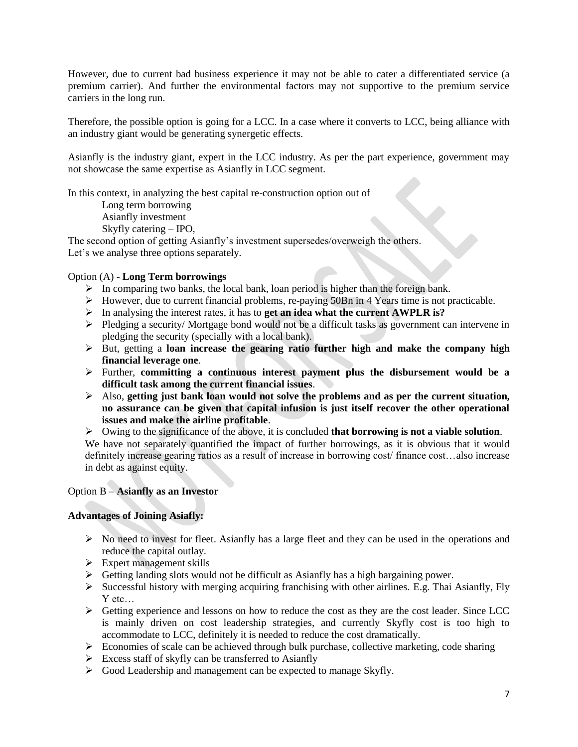However, due to current bad business experience it may not be able to cater a differentiated service (a premium carrier). And further the environmental factors may not supportive to the premium service carriers in the long run.

Therefore, the possible option is going for a LCC. In a case where it converts to LCC, being alliance with an industry giant would be generating synergetic effects.

Asianfly is the industry giant, expert in the LCC industry. As per the part experience, government may not showcase the same expertise as Asianfly in LCC segment.

In this context, in analyzing the best capital re-construction option out of

Long term borrowing
Asianfly investment
Skyfly catering – IPO,

The second option of getting Asianfly's investment supersedes/overweigh the others.
Let's we analyse three options separately.

Option (A) - **Long Term borrowings**

- In comparing two banks, the local bank, loan period is higher than the foreign bank.
- However, due to current financial problems, re-paying 50Bn in 4 Years time is not practicable.
- In analysing the interest rates, it has to **get an idea what the current AWPLR is?**
- Pledging a security/ Mortgage bond would not be a difficult tasks as government can intervene in pledging the security (specially with a local bank).
- But, getting a **loan increase the gearing ratio further high and make the company high financial leverage one**.
- Further, **committing a continuous interest payment plus the disbursement would be a difficult task among the current financial issues**.
- Also, **getting just bank loan would not solve the problems and as per the current situation, no assurance can be given that capital infusion is just itself recover the other operational issues and make the airline profitable**.
- Owing to the significance of the above, it is concluded **that borrowing is not a viable solution**.

We have not separately quantified the impact of further borrowings, as it is obvious that it would definitely increase gearing ratios as a result of increase in borrowing cost/ finance cost…also increase in debt as against equity.

Option B – **Asianfly as an Investor**

**Advantages of Joining Asiafly:**

- No need to invest for fleet. Asianfly has a large fleet and they can be used in the operations and reduce the capital outlay.
- Expert management skills
- Getting landing slots would not be difficult as Asianfly has a high bargaining power.
- Successful history with merging acquiring franchising with other airlines. E.g. Thai Asianfly, Fly Y etc…
- Getting experience and lessons on how to reduce the cost as they are the cost leader. Since LCC is mainly driven on cost leadership strategies, and currently Skyfly cost is too high to accommodate to LCC, definitely it is needed to reduce the cost dramatically.
- Economies of scale can be achieved through bulk purchase, collective marketing, code sharing
- Excess staff of skyfly can be transferred to Asianfly
- Good Leadership and management can be expected to manage Skyfly.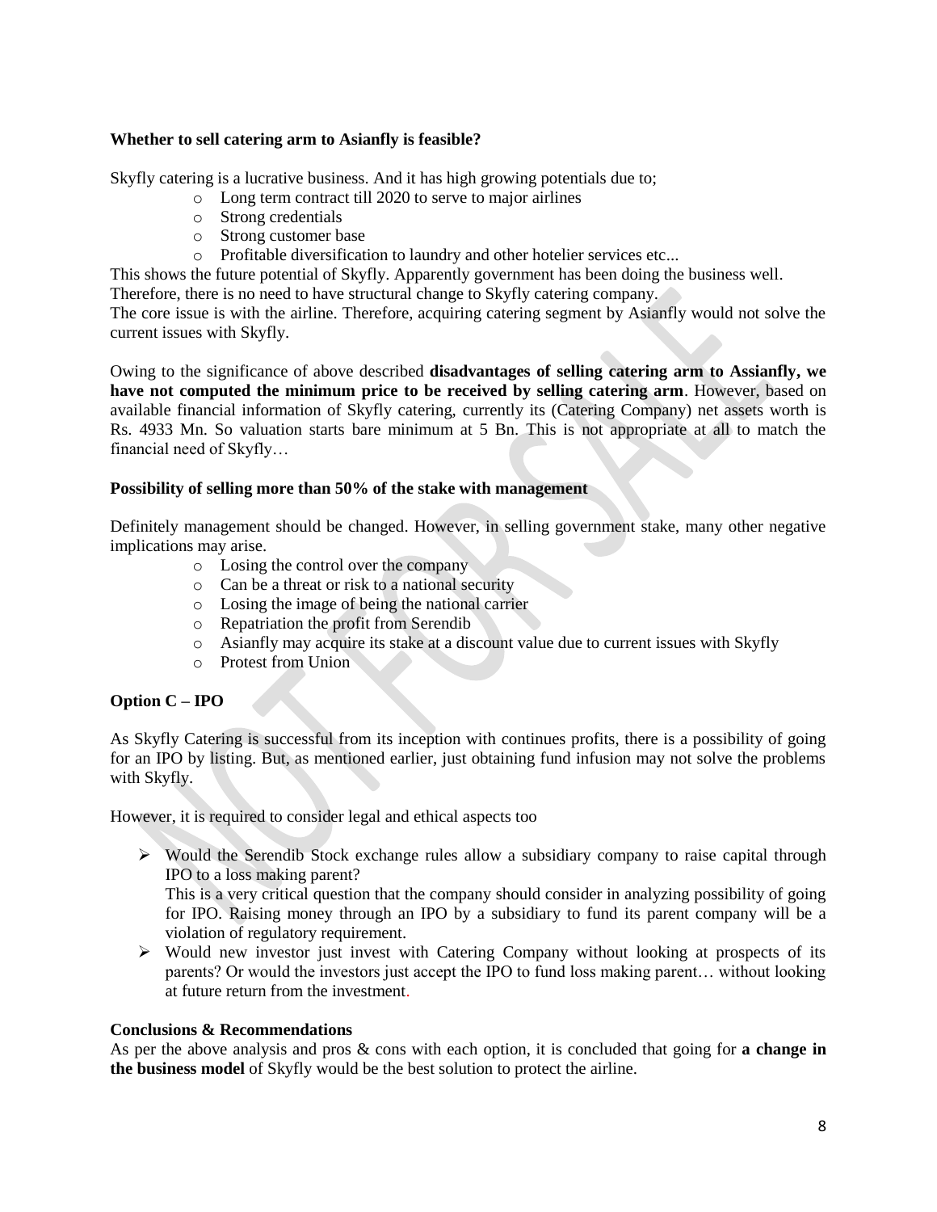**Whether to sell catering arm to Asianfly is feasible?**

Skyfly catering is a lucrative business. And it has high growing potentials due to;

- Long term contract till 2020 to serve to major airlines
- Strong credentials
- Strong customer base
- Profitable diversification to laundry and other hotelier services etc...

This shows the future potential of Skyfly. Apparently government has been doing the business well. Therefore, there is no need to have structural change to Skyfly catering company.
The core issue is with the airline. Therefore, acquiring catering segment by Asianfly would not solve the current issues with Skyfly.

Owing to the significance of above described **disadvantages of selling catering arm to Assianfly, we have not computed the minimum price to be received by selling catering arm**. However, based on available financial information of Skyfly catering, currently its (Catering Company) net assets worth is Rs. 4933 Mn. So valuation starts bare minimum at 5 Bn. This is not appropriate at all to match the financial need of Skyfly…

**Possibility of selling more than 50% of the stake with management**

Definitely management should be changed. However, in selling government stake, many other negative implications may arise.

- Losing the control over the company
- Can be a threat or risk to a national security
- Losing the image of being the national carrier
- Repatriation the profit from Serendib
- Asianfly may acquire its stake at a discount value due to current issues with Skyfly
- Protest from Union

**Option C – IPO**

As Skyfly Catering is successful from its inception with continues profits, there is a possibility of going for an IPO by listing. But, as mentioned earlier, just obtaining fund infusion may not solve the problems with Skyfly.

However, it is required to consider legal and ethical aspects too

- Would the Serendib Stock exchange rules allow a subsidiary company to raise capital through IPO to a loss making parent?
  This is a very critical question that the company should consider in analyzing possibility of going for IPO. Raising money through an IPO by a subsidiary to fund its parent company will be a violation of regulatory requirement.
- Would new investor just invest with Catering Company without looking at prospects of its parents? Or would the investors just accept the IPO to fund loss making parent… without looking at future return from the investment.

**Conclusions & Recommendations**

As per the above analysis and pros & cons with each option, it is concluded that going for **a change in the business model** of Skyfly would be the best solution to protect the airline.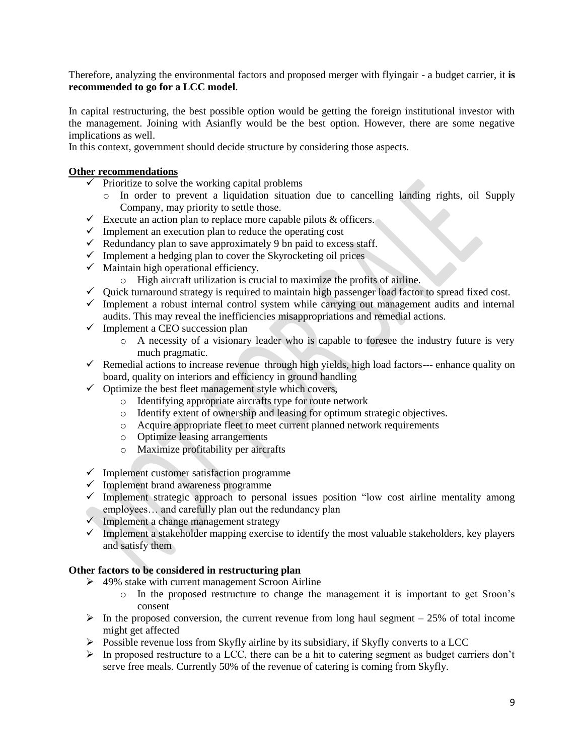Therefore, analyzing the environmental factors and proposed merger with flyingair - a budget carrier, it **is recommended to go for a LCC model**.

In capital restructuring, the best possible option would be getting the foreign institutional investor with the management. Joining with Asianfly would be the best option. However, there are some negative implications as well.
In this context, government should decide structure by considering those aspects.

**Other recommendations**

- ✓ Prioritize to solve the working capital problems
  - o In order to prevent a liquidation situation due to cancelling landing rights, oil Supply Company, may priority to settle those.
- ✓ Execute an action plan to replace more capable pilots & officers.
- ✓ Implement an execution plan to reduce the operating cost
- ✓ Redundancy plan to save approximately 9 bn paid to excess staff.
- ✓ Implement a hedging plan to cover the Skyrocketing oil prices
- ✓ Maintain high operational efficiency.
  - o High aircraft utilization is crucial to maximize the profits of airline.
- ✓ Quick turnaround strategy is required to maintain high passenger load factor to spread fixed cost.
- ✓ Implement a robust internal control system while carrying out management audits and internal audits. This may reveal the inefficiencies misappropriations and remedial actions.
- ✓ Implement a CEO succession plan
  - o A necessity of a visionary leader who is capable to foresee the industry future is very much pragmatic.
- ✓ Remedial actions to increase revenue through high yields, high load factors--- enhance quality on board, quality on interiors and efficiency in ground handling
- ✓ Optimize the best fleet management style which covers,
  - o Identifying appropriate aircrafts type for route network
  - o Identify extent of ownership and leasing for optimum strategic objectives.
  - o Acquire appropriate fleet to meet current planned network requirements
  - o Optimize leasing arrangements
  - o Maximize profitability per aircrafts
- ✓ Implement customer satisfaction programme
- ✓ Implement brand awareness programme
- ✓ Implement strategic approach to personal issues position "low cost airline mentality among employees… and carefully plan out the redundancy plan
- ✓ Implement a change management strategy
- ✓ Implement a stakeholder mapping exercise to identify the most valuable stakeholders, key players and satisfy them

**Other factors to be considered in restructuring plan**

- ➢ 49% stake with current management Scroon Airline
  - o In the proposed restructure to change the management it is important to get Sroon's consent
- ➢ In the proposed conversion, the current revenue from long haul segment – 25% of total income might get affected
- ➢ Possible revenue loss from Skyfly airline by its subsidiary, if Skyfly converts to a LCC
- ➢ In proposed restructure to a LCC, there can be a hit to catering segment as budget carriers don't serve free meals. Currently 50% of the revenue of catering is coming from Skyfly.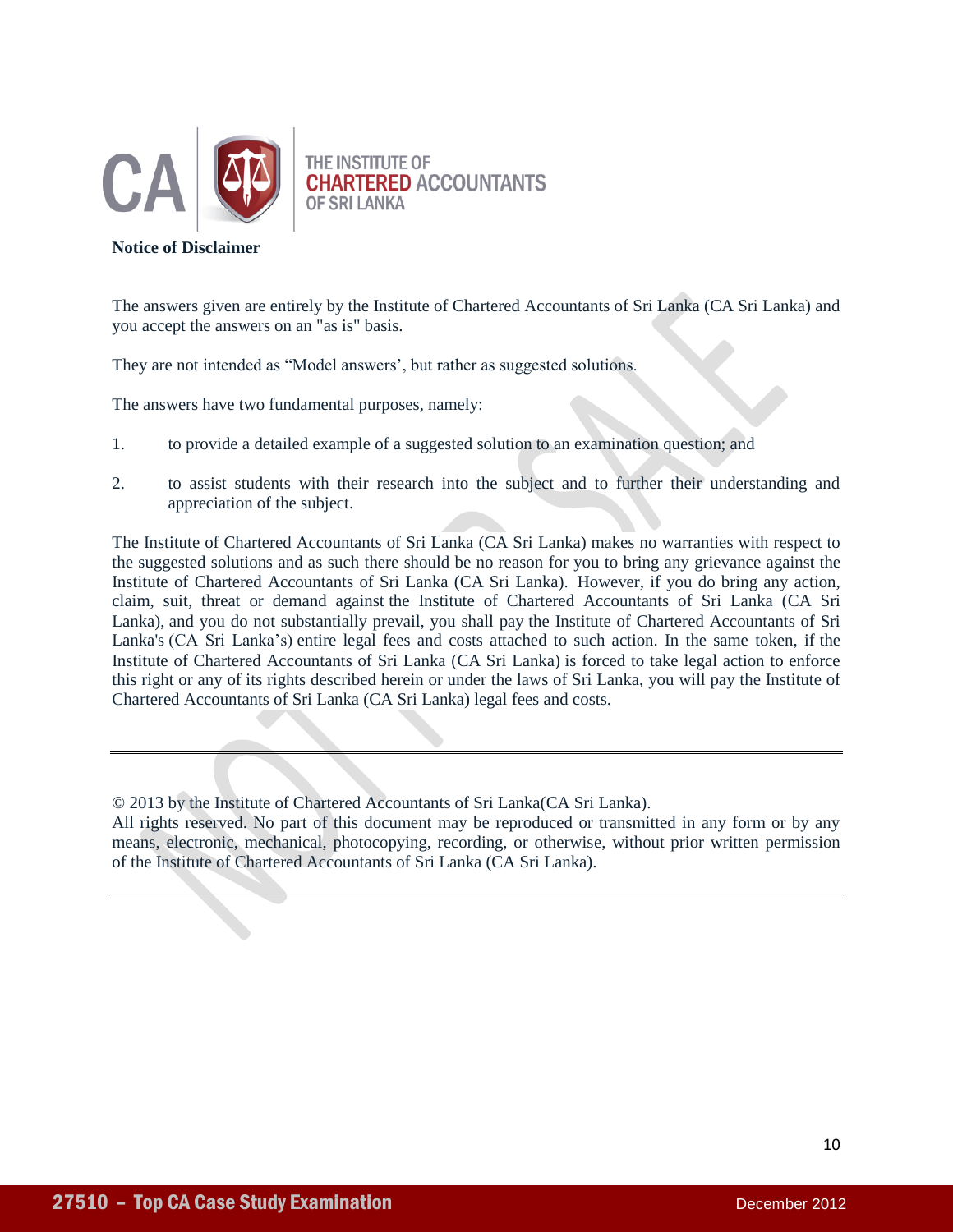**Notice of Disclaimer**

The answers given are entirely by the Institute of Chartered Accountants of Sri Lanka (CA Sri Lanka) and you accept the answers on an "as is" basis.

They are not intended as "Model answers', but rather as suggested solutions.

The answers have two fundamental purposes, namely:

1. to provide a detailed example of a suggested solution to an examination question; and

2. to assist students with their research into the subject and to further their understanding and appreciation of the subject.

The Institute of Chartered Accountants of Sri Lanka (CA Sri Lanka) makes no warranties with respect to the suggested solutions and as such there should be no reason for you to bring any grievance against the Institute of Chartered Accountants of Sri Lanka (CA Sri Lanka). However, if you do bring any action, claim, suit, threat or demand against the Institute of Chartered Accountants of Sri Lanka (CA Sri Lanka), and you do not substantially prevail, you shall pay the Institute of Chartered Accountants of Sri Lanka's (CA Sri Lanka's) entire legal fees and costs attached to such action. In the same token, if the Institute of Chartered Accountants of Sri Lanka (CA Sri Lanka) is forced to take legal action to enforce this right or any of its rights described herein or under the laws of Sri Lanka, you will pay the Institute of Chartered Accountants of Sri Lanka (CA Sri Lanka) legal fees and costs.

---

© 2013 by the Institute of Chartered Accountants of Sri Lanka(CA Sri Lanka).
All rights reserved. No part of this document may be reproduced or transmitted in any form or by any means, electronic, mechanical, photocopying, recording, or otherwise, without prior written permission of the Institute of Chartered Accountants of Sri Lanka (CA Sri Lanka).

---